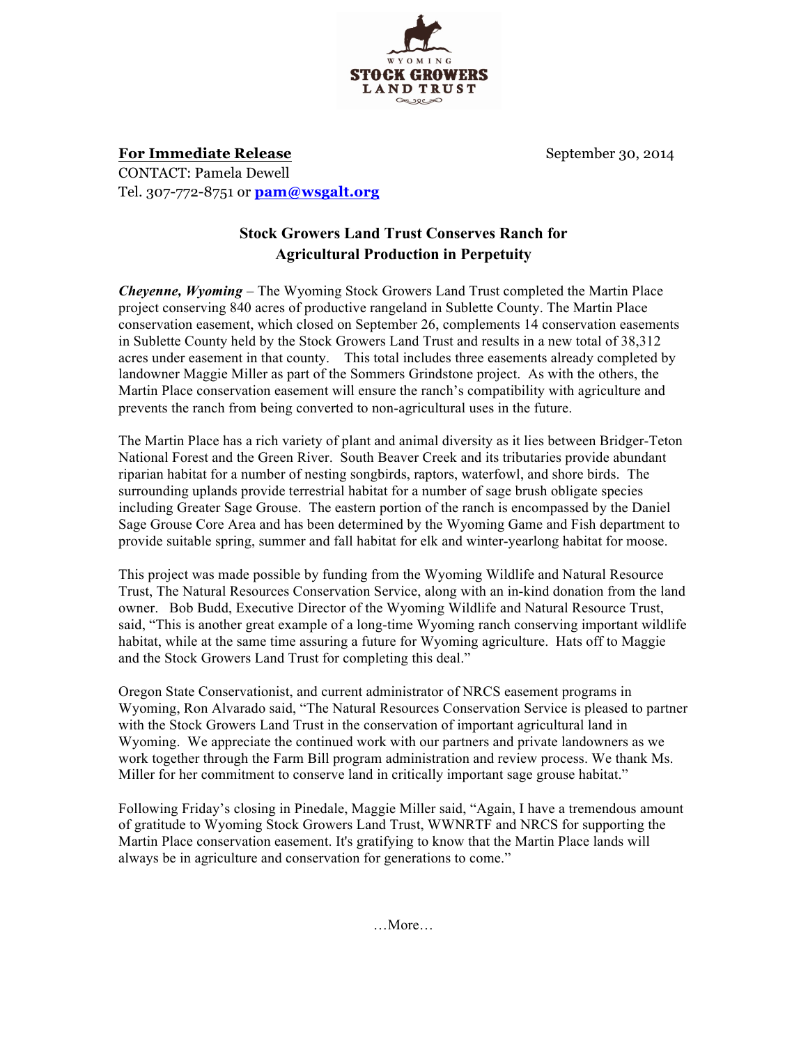WYOMING
**STOCK GROWERS**
**LAND TRUST**

**For Immediate Release** September 30, 2014

CONTACT: Pamela Dewell
Tel. 307-772-8751 or **pam@wsgalt.org**

## Stock Growers Land Trust Conserves Ranch for Agricultural Production in Perpetuity

***Cheyenne, Wyoming*** – The Wyoming Stock Growers Land Trust completed the Martin Place project conserving 840 acres of productive rangeland in Sublette County. The Martin Place conservation easement, which closed on September 26, complements 14 conservation easements in Sublette County held by the Stock Growers Land Trust and results in a new total of 38,312 acres under easement in that county. This total includes three easements already completed by landowner Maggie Miller as part of the Sommers Grindstone project. As with the others, the Martin Place conservation easement will ensure the ranch's compatibility with agriculture and prevents the ranch from being converted to non-agricultural uses in the future.

The Martin Place has a rich variety of plant and animal diversity as it lies between Bridger-Teton National Forest and the Green River. South Beaver Creek and its tributaries provide abundant riparian habitat for a number of nesting songbirds, raptors, waterfowl, and shore birds. The surrounding uplands provide terrestrial habitat for a number of sage brush obligate species including Greater Sage Grouse. The eastern portion of the ranch is encompassed by the Daniel Sage Grouse Core Area and has been determined by the Wyoming Game and Fish department to provide suitable spring, summer and fall habitat for elk and winter-yearlong habitat for moose.

This project was made possible by funding from the Wyoming Wildlife and Natural Resource Trust, The Natural Resources Conservation Service, along with an in-kind donation from the land owner. Bob Budd, Executive Director of the Wyoming Wildlife and Natural Resource Trust, said, "This is another great example of a long-time Wyoming ranch conserving important wildlife habitat, while at the same time assuring a future for Wyoming agriculture. Hats off to Maggie and the Stock Growers Land Trust for completing this deal."

Oregon State Conservationist, and current administrator of NRCS easement programs in Wyoming, Ron Alvarado said, "The Natural Resources Conservation Service is pleased to partner with the Stock Growers Land Trust in the conservation of important agricultural land in Wyoming. We appreciate the continued work with our partners and private landowners as we work together through the Farm Bill program administration and review process. We thank Ms. Miller for her commitment to conserve land in critically important sage grouse habitat."

Following Friday's closing in Pinedale, Maggie Miller said, "Again, I have a tremendous amount of gratitude to Wyoming Stock Growers Land Trust, WWNRTF and NRCS for supporting the Martin Place conservation easement. It's gratifying to know that the Martin Place lands will always be in agriculture and conservation for generations to come."

…More…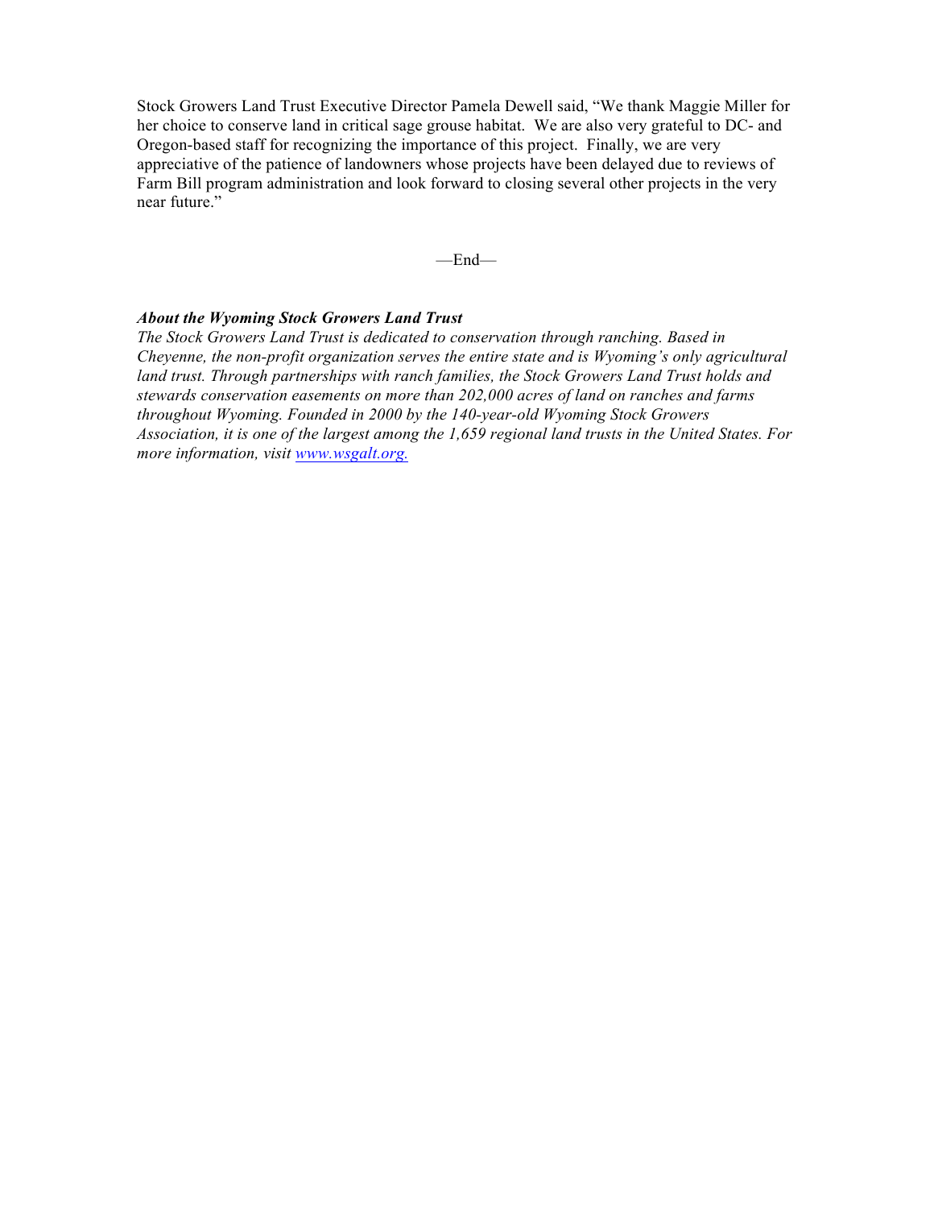Stock Growers Land Trust Executive Director Pamela Dewell said, "We thank Maggie Miller for her choice to conserve land in critical sage grouse habitat. We are also very grateful to DC- and Oregon-based staff for recognizing the importance of this project. Finally, we are very appreciative of the patience of landowners whose projects have been delayed due to reviews of Farm Bill program administration and look forward to closing several other projects in the very near future."

—End—

***About the Wyoming Stock Growers Land Trust***

*The Stock Growers Land Trust is dedicated to conservation through ranching. Based in Cheyenne, the non-profit organization serves the entire state and is Wyoming's only agricultural land trust. Through partnerships with ranch families, the Stock Growers Land Trust holds and stewards conservation easements on more than 202,000 acres of land on ranches and farms throughout Wyoming. Founded in 2000 by the 140-year-old Wyoming Stock Growers Association, it is one of the largest among the 1,659 regional land trusts in the United States. For more information, visit [www.wsgalt.org.](http://www.wsgalt.org)*